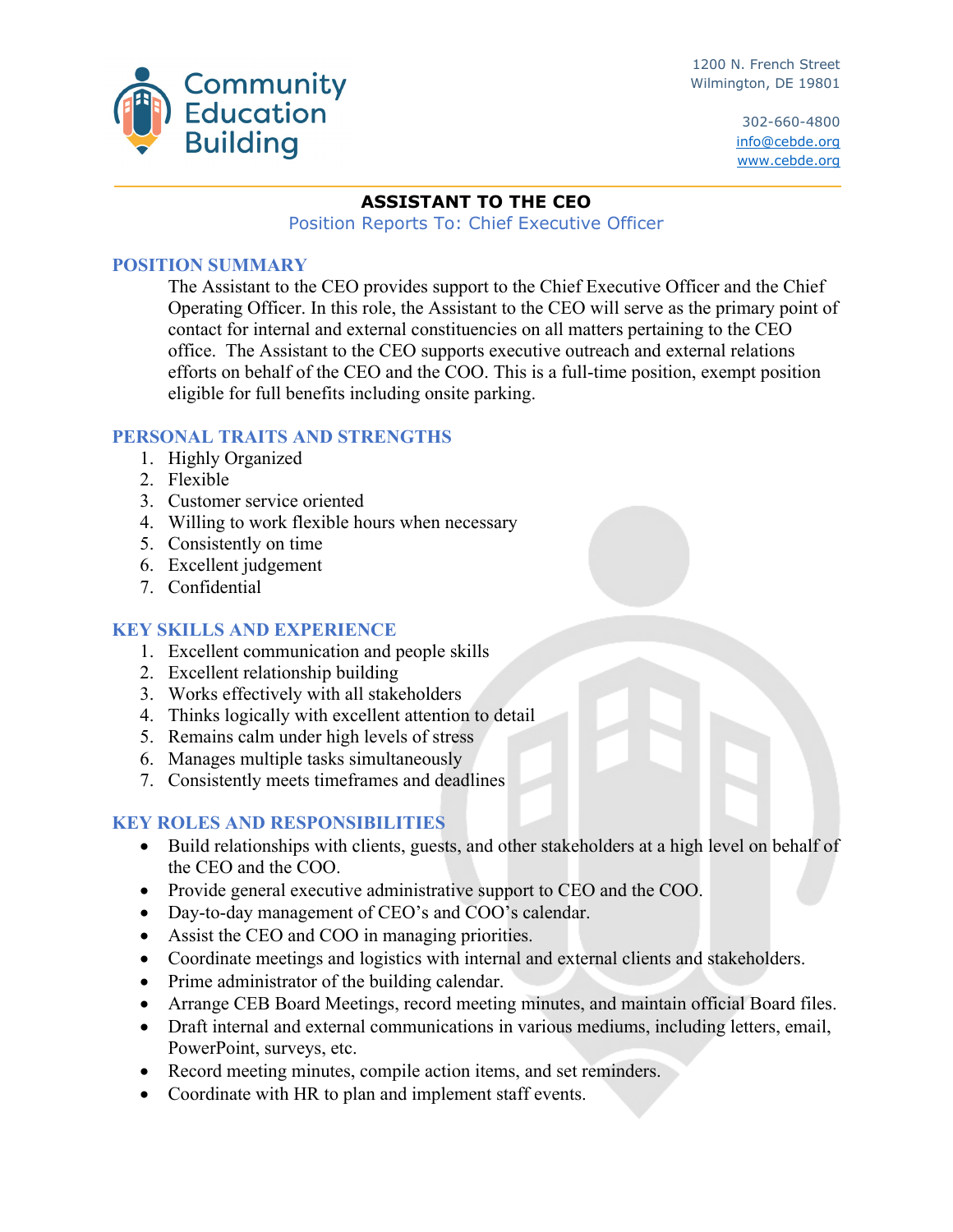Community Education Building

1200 N. French Street
Wilmington, DE 19801

302-660-4800
info@cebde.org
www.cebde.org

# ASSISTANT TO THE CEO

Position Reports To: Chief Executive Officer

## POSITION SUMMARY

The Assistant to the CEO provides support to the Chief Executive Officer and the Chief Operating Officer. In this role, the Assistant to the CEO will serve as the primary point of contact for internal and external constituencies on all matters pertaining to the CEO office. The Assistant to the CEO supports executive outreach and external relations efforts on behalf of the CEO and the COO. This is a full-time position, exempt position eligible for full benefits including onsite parking.

## PERSONAL TRAITS AND STRENGTHS

1. Highly Organized
2. Flexible
3. Customer service oriented
4. Willing to work flexible hours when necessary
5. Consistently on time
6. Excellent judgement
7. Confidential

## KEY SKILLS AND EXPERIENCE

1. Excellent communication and people skills
2. Excellent relationship building
3. Works effectively with all stakeholders
4. Thinks logically with excellent attention to detail
5. Remains calm under high levels of stress
6. Manages multiple tasks simultaneously
7. Consistently meets timeframes and deadlines

## KEY ROLES AND RESPONSIBILITIES

- Build relationships with clients, guests, and other stakeholders at a high level on behalf of the CEO and the COO.
- Provide general executive administrative support to CEO and the COO.
- Day-to-day management of CEO's and COO's calendar.
- Assist the CEO and COO in managing priorities.
- Coordinate meetings and logistics with internal and external clients and stakeholders.
- Prime administrator of the building calendar.
- Arrange CEB Board Meetings, record meeting minutes, and maintain official Board files.
- Draft internal and external communications in various mediums, including letters, email, PowerPoint, surveys, etc.
- Record meeting minutes, compile action items, and set reminders.
- Coordinate with HR to plan and implement staff events.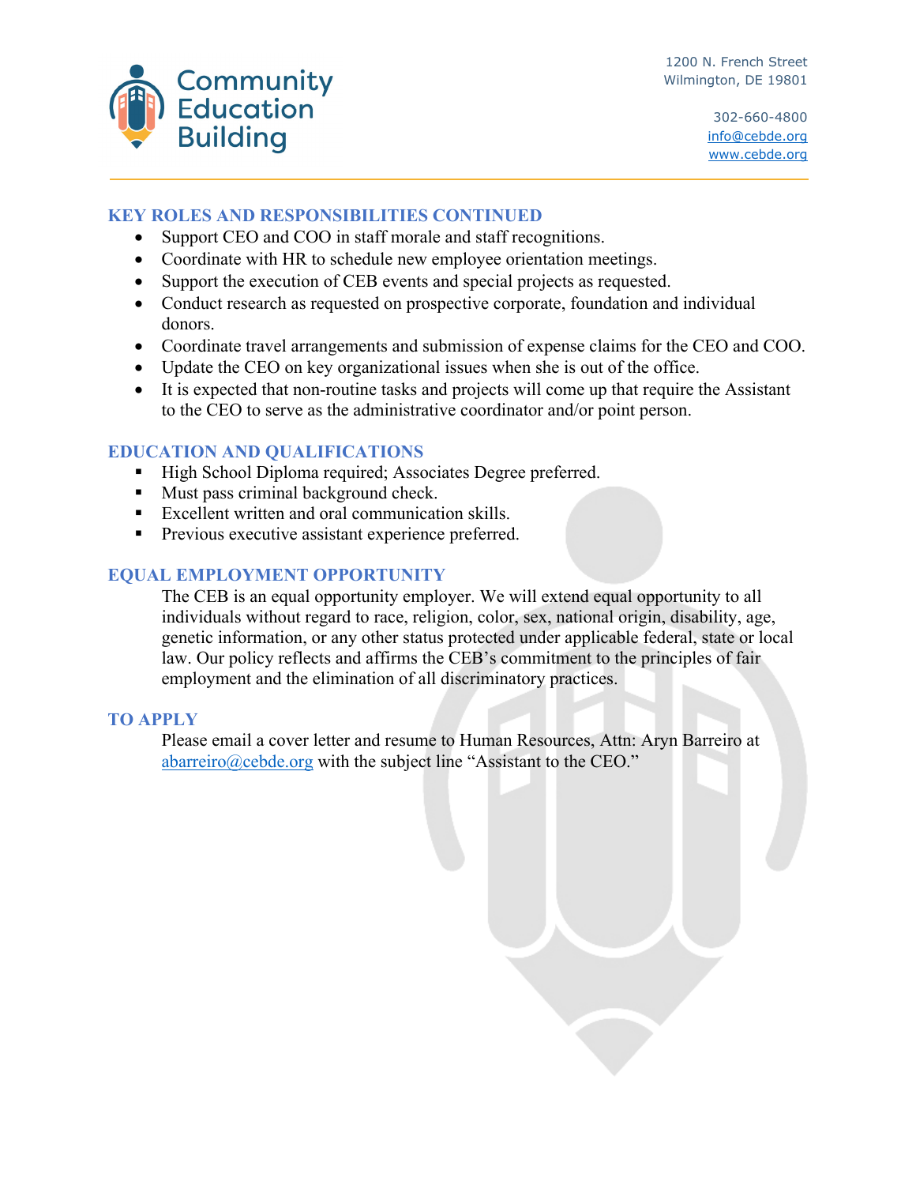## KEY ROLES AND RESPONSIBILITIES CONTINUED

- Support CEO and COO in staff morale and staff recognitions.
- Coordinate with HR to schedule new employee orientation meetings.
- Support the execution of CEB events and special projects as requested.
- Conduct research as requested on prospective corporate, foundation and individual donors.
- Coordinate travel arrangements and submission of expense claims for the CEO and COO.
- Update the CEO on key organizational issues when she is out of the office.
- It is expected that non-routine tasks and projects will come up that require the Assistant to the CEO to serve as the administrative coordinator and/or point person.

## EDUCATION AND QUALIFICATIONS

- High School Diploma required; Associates Degree preferred.
- Must pass criminal background check.
- Excellent written and oral communication skills.
- Previous executive assistant experience preferred.

## EQUAL EMPLOYMENT OPPORTUNITY

The CEB is an equal opportunity employer. We will extend equal opportunity to all individuals without regard to race, religion, color, sex, national origin, disability, age, genetic information, or any other status protected under applicable federal, state or local law. Our policy reflects and affirms the CEB's commitment to the principles of fair employment and the elimination of all discriminatory practices.

## TO APPLY

Please email a cover letter and resume to Human Resources, Attn: Aryn Barreiro at abarreiro@cebde.org with the subject line "Assistant to the CEO."